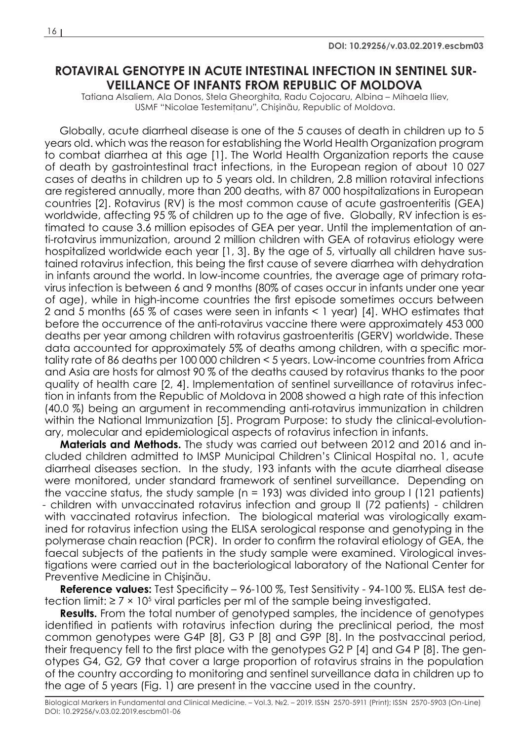**DOI: 10.29256/v.03.02.2019.escbm03**

# ROTAVIRAL GENOTYPE IN ACUTE INTESTINAL INFECTION IN SENTINEL SURVEILLANCE OF INFANTS FROM REPUBLIC OF MOLDOVA

Tatiana Alsaliem, Ala Donos, Stela Gheorghita, Radu Cojocaru, Albina – Mihaela Iliev, USMF "Nicolae Testemițanu", Chişinău, Republic of Moldova.

Globally, acute diarrheal disease is one of the 5 causes of death in children up to 5 years old. which was the reason for establishing the World Health Organization program to combat diarrhea at this age [1]. The World Health Organization reports the cause of death by gastrointestinal tract infections, in the European region of about 10 027 cases of deaths in children up to 5 years old. In children, 2.8 million rotaviral infections are registered annually, more than 200 deaths, with 87 000 hospitalizations in European countries [2]. Rotavirus (RV) is the most common cause of acute gastroenteritis (GEA) worldwide, affecting 95 % of children up to the age of five. Globally, RV infection is estimated to cause 3.6 million episodes of GEA per year. Until the implementation of anti-rotavirus immunization, around 2 million children with GEA of rotavirus etiology were hospitalized worldwide each year [1, 3]. By the age of 5, virtually all children have sustained rotavirus infection, this being the first cause of severe diarrhea with dehydration in infants around the world. In low-income countries, the average age of primary rotavirus infection is between 6 and 9 months (80% of cases occur in infants under one year of age), while in high-income countries the first episode sometimes occurs between 2 and 5 months (65 % of cases were seen in infants < 1 year) [4]. WHO estimates that before the occurrence of the anti-rotavirus vaccine there were approximately 453 000 deaths per year among children with rotavirus gastroenteritis (GERV) worldwide. These data accounted for approximately 5% of deaths among children, with a specific mortality rate of 86 deaths per 100 000 children < 5 years. Low-income countries from Africa and Asia are hosts for almost 90 % of the deaths caused by rotavirus thanks to the poor quality of health care [2, 4]. Implementation of sentinel surveillance of rotavirus infection in infants from the Republic of Moldova in 2008 showed a high rate of this infection (40.0 %) being an argument in recommending anti-rotavirus immunization in children within the National Immunization [5]. Program Purpose: to study the clinical-evolutionary, molecular and epidemiological aspects of rotavirus infection in infants.

**Materials and Methods.** The study was carried out between 2012 and 2016 and included children admitted to IMSP Municipal Children's Clinical Hospital no. 1, acute diarrheal diseases section. In the study, 193 infants with the acute diarrheal disease were monitored, under standard framework of sentinel surveillance. Depending on the vaccine status, the study sample (n = 193) was divided into group I (121 patients) - children with unvaccinated rotavirus infection and group II (72 patients) - children with vaccinated rotavirus infection. The biological material was virologically examined for rotavirus infection using the ELISA serological response and genotyping in the polymerase chain reaction (PCR). In order to confirm the rotaviral etiology of GEA, the faecal subjects of the patients in the study sample were examined. Virological investigations were carried out in the bacteriological laboratory of the National Center for Preventive Medicine in Chişinău.

**Reference values:** Test Specificity – 96-100 %, Test Sensitivity - 94-100 %. ELISA test detection limit: $\geq 7 \times 10^5$ viral particles per ml of the sample being investigated.

**Results.** From the total number of genotyped samples, the incidence of genotypes identified in patients with rotavirus infection during the preclinical period, the most common genotypes were G4P [8], G3 P [8] and G9P [8]. In the postvaccinal period, their frequency fell to the first place with the genotypes G2 P [4] and G4 P [8]. The genotypes G4, G2, G9 that cover a large proportion of rotavirus strains in the population of the country according to monitoring and sentinel surveillance data in children up to the age of 5 years (Fig. 1) are present in the vaccine used in the country.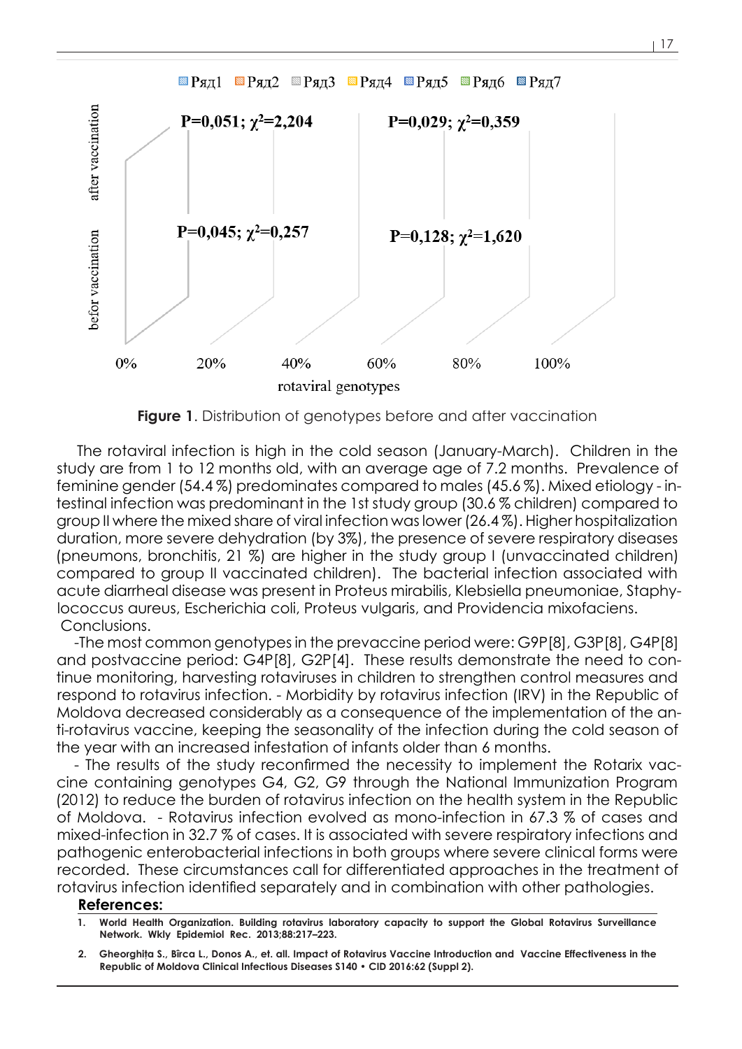Ряд1 Ряд2 Ряд3 Ряд4 Ряд5 Ряд6 Ряд7

after vaccination: P=0,051; $\chi^2$=2,204 — P=0,029; $\chi^2$=0,359

befor vaccination: P=0,045; $\chi^2$=0,257 — P=0,128; $\chi^2$=1,620

0% 20% 40% 60% 80% 100%

rotaviral genotypes

**Figure 1**. Distribution of genotypes before and after vaccination

The rotaviral infection is high in the cold season (January-March). Children in the study are from 1 to 12 months old, with an average age of 7.2 months. Prevalence of feminine gender (54.4 %) predominates compared to males (45.6 %). Mixed etiology - intestinal infection was predominant in the 1st study group (30.6 % children) compared to group II where the mixed share of viral infection was lower (26.4 %). Higher hospitalization duration, more severe dehydration (by 3%), the presence of severe respiratory diseases (pneumons, bronchitis, 21 %) are higher in the study group I (unvaccinated children) compared to group II vaccinated children). The bacterial infection associated with acute diarrheal disease was present in Proteus mirabilis, Klebsiella pneumoniae, Staphylococcus aureus, Escherichia coli, Proteus vulgaris, and Providencia mixofaciens.

Conclusions.

-The most common genotypes in the prevaccine period were: G9P[8], G3P[8], G4P[8] and postvaccine period: G4P[8], G2P[4]. These results demonstrate the need to continue monitoring, harvesting rotaviruses in children to strengthen control measures and respond to rotavirus infection. - Morbidity by rotavirus infection (IRV) in the Republic of Moldova decreased considerably as a consequence of the implementation of the anti-rotavirus vaccine, keeping the seasonality of the infection during the cold season of the year with an increased infestation of infants older than 6 months.

- The results of the study reconfirmed the necessity to implement the Rotarix vaccine containing genotypes G4, G2, G9 through the National Immunization Program (2012) to reduce the burden of rotavirus infection on the health system in the Republic of Moldova. - Rotavirus infection evolved as mono-infection in 67.3 % of cases and mixed-infection in 32.7 % of cases. It is associated with severe respiratory infections and pathogenic enterobacterial infections in both groups where severe clinical forms were recorded. These circumstances call for differentiated approaches in the treatment of rotavirus infection identified separately and in combination with other pathologies.

**References:**

1. **World Health Organization. Building rotavirus laboratory capacity to support the Global Rotavirus Surveillance Network. Wkly Epidemiol Rec. 2013;88:217–223.**
2. **Gheorghița S., Bîrca L., Donos A., et. all. Impact of Rotavirus Vaccine Introduction and Vaccine Effectiveness in the Republic of Moldova Clinical Infectious Diseases S140 • CID 2016:62 (Suppl 2).**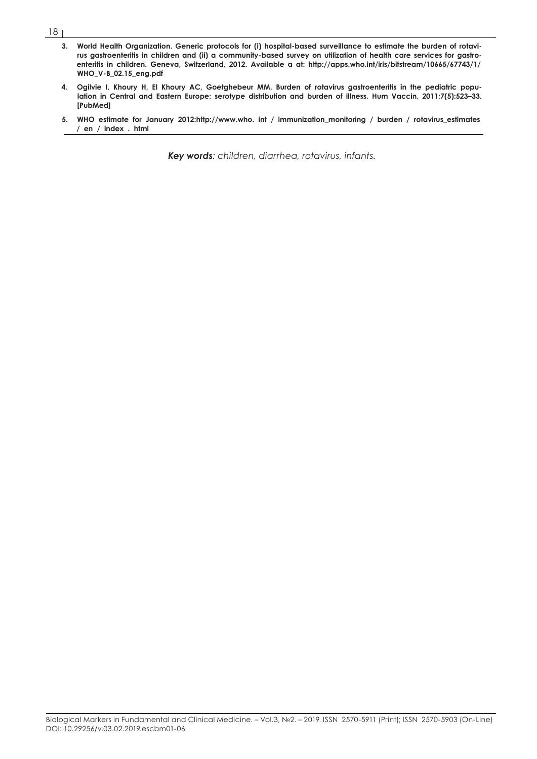3. **World Health Organization. Generic protocols for (i) hospital-based surveillance to estimate the burden of rotavirus gastroenteritis in children and (ii) a community-based survey on utilization of health care services for gastroenteritis in children. Geneva, Switzerland, 2012. Available a at: http://apps.who.int/iris/bitstream/10665/67743/1/WHO_V-B_02.15_eng.pdf**
4. **Ogilvie I, Khoury H, El Khoury AC, Goetghebeur MM. Burden of rotavirus gastroenteritis in the pediatric population in Central and Eastern Europe: serotype distribution and burden of illness. Hum Vaccin. 2011;7(5):523–33. [PubMed]**
5. **WHO estimate for January 2012:http://www.who. int / immunization_monitoring / burden / rotavirus_estimates / en / index . html**

***Key words****: children, diarrhea, rotavirus, infants.*